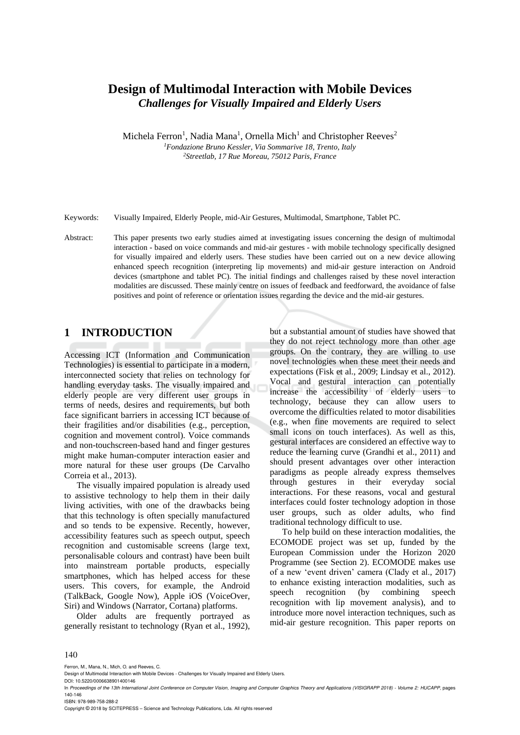# Design of Multimodal Interaction with Mobile Devices

## *Challenges for Visually Impaired and Elderly Users*

Michela Ferron[1], Nadia Mana[1], Ornella Mich[1] and Christopher Reeves[2]

[1]*Fondazione Bruno Kessler, Via Sommarive 18, Trento, Italy*
[2]*Streetlab, 17 Rue Moreau, 75012 Paris, France*

Keywords: Visually Impaired, Elderly People, mid-Air Gestures, Multimodal, Smartphone, Tablet PC.

Abstract: This paper presents two early studies aimed at investigating issues concerning the design of multimodal interaction - based on voice commands and mid-air gestures - with mobile technology specifically designed for visually impaired and elderly users. These studies have been carried out on a new device allowing enhanced speech recognition (interpreting lip movements) and mid-air gesture interaction on Android devices (smartphone and tablet PC). The initial findings and challenges raised by these novel interaction modalities are discussed. These mainly centre on issues of feedback and feedforward, the avoidance of false positives and point of reference or orientation issues regarding the device and the mid-air gestures.

## 1 INTRODUCTION

Accessing ICT (Information and Communication Technologies) is essential to participate in a modern, interconnected society that relies on technology for handling everyday tasks. The visually impaired and elderly people are very different user groups in terms of needs, desires and requirements, but both face significant barriers in accessing ICT because of their fragilities and/or disabilities (e.g., perception, cognition and movement control). Voice commands and non-touchscreen-based hand and finger gestures might make human-computer interaction easier and more natural for these user groups (De Carvalho Correia et al., 2013).

The visually impaired population is already used to assistive technology to help them in their daily living activities, with one of the drawbacks being that this technology is often specially manufactured and so tends to be expensive. Recently, however, accessibility features such as speech output, speech recognition and customisable screens (large text, personalisable colours and contrast) have been built into mainstream portable products, especially smartphones, which has helped access for these users. This covers, for example, the Android (TalkBack, Google Now), Apple iOS (VoiceOver, Siri) and Windows (Narrator, Cortana) platforms.

Older adults are frequently portrayed as generally resistant to technology (Ryan et al., 1992), but a substantial amount of studies have showed that they do not reject technology more than other age groups. On the contrary, they are willing to use novel technologies when these meet their needs and expectations (Fisk et al., 2009; Lindsay et al., 2012). Vocal and gestural interaction can potentially increase the accessibility of elderly users to technology, because they can allow users to overcome the difficulties related to motor disabilities (e.g., when fine movements are required to select small icons on touch interfaces). As well as this, gestural interfaces are considered an effective way to reduce the learning curve (Grandhi et al., 2011) and should present advantages over other interaction paradigms as people already express themselves through gestures in their everyday social interactions. For these reasons, vocal and gestural interfaces could foster technology adoption in those user groups, such as older adults, who find traditional technology difficult to use.

To help build on these interaction modalities, the ECOMODE project was set up, funded by the European Commission under the Horizon 2020 Programme (see Section 2). ECOMODE makes use of a new 'event driven' camera (Clady et al., 2017) to enhance existing interaction modalities, such as speech recognition (by combining speech recognition with lip movement analysis), and to introduce more novel interaction techniques, such as mid-air gesture recognition. This paper reports on

Ferron, M., Mana, N., Mich, O. and Reeves, C.
Design of Multimodal Interaction with Mobile Devices - Challenges for Visually Impaired and Elderly Users.
DOI: 10.5220/0006638901400146
In *Proceedings of the 13th International Joint Conference on Computer Vision, Imaging and Computer Graphics Theory and Applications (VISIGRAPP 2018) - Volume 2: HUCAPP*, pages 140-146
ISBN: 978-989-758-288-2
Copyright © 2018 by SCITEPRESS – Science and Technology Publications, Lda. All rights reserved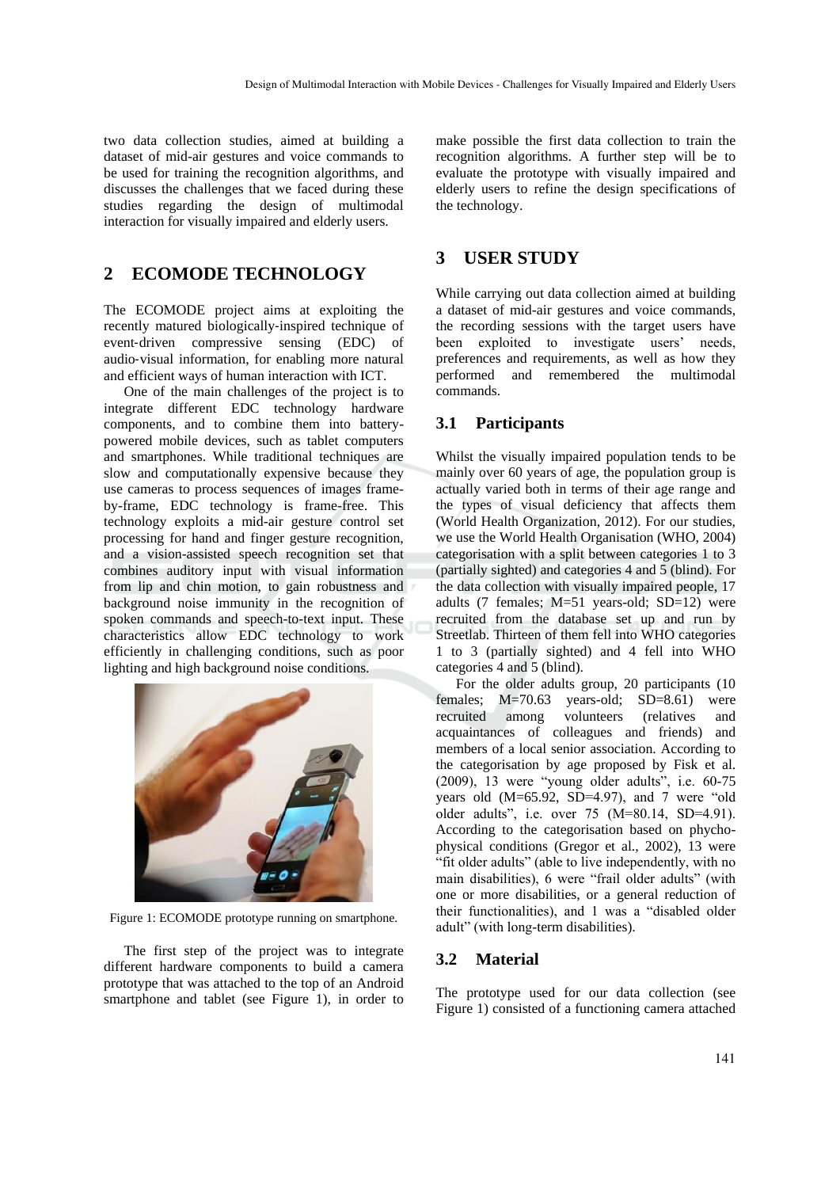two data collection studies, aimed at building a dataset of mid-air gestures and voice commands to be used for training the recognition algorithms, and discusses the challenges that we faced during these studies regarding the design of multimodal interaction for visually impaired and elderly users.

## 2 ECOMODE TECHNOLOGY

The ECOMODE project aims at exploiting the recently matured biologically-inspired technique of event-driven compressive sensing (EDC) of audio-visual information, for enabling more natural and efficient ways of human interaction with ICT.

One of the main challenges of the project is to integrate different EDC technology hardware components, and to combine them into battery-powered mobile devices, such as tablet computers and smartphones. While traditional techniques are slow and computationally expensive because they use cameras to process sequences of images frame-by-frame, EDC technology is frame-free. This technology exploits a mid-air gesture control set processing for hand and finger gesture recognition, and a vision-assisted speech recognition set that combines auditory input with visual information from lip and chin motion, to gain robustness and background noise immunity in the recognition of spoken commands and speech-to-text input. These characteristics allow EDC technology to work efficiently in challenging conditions, such as poor lighting and high background noise conditions.

Figure 1: ECOMODE prototype running on smartphone.

The first step of the project was to integrate different hardware components to build a camera prototype that was attached to the top of an Android smartphone and tablet (see Figure 1), in order to make possible the first data collection to train the recognition algorithms. A further step will be to evaluate the prototype with visually impaired and elderly users to refine the design specifications of the technology.

## 3 USER STUDY

While carrying out data collection aimed at building a dataset of mid-air gestures and voice commands, the recording sessions with the target users have been exploited to investigate users' needs, preferences and requirements, as well as how they performed and remembered the multimodal commands.

### 3.1 Participants

Whilst the visually impaired population tends to be mainly over 60 years of age, the population group is actually varied both in terms of their age range and the types of visual deficiency that affects them (World Health Organization, 2012). For our studies, we use the World Health Organisation (WHO, 2004) categorisation with a split between categories 1 to 3 (partially sighted) and categories 4 and 5 (blind). For the data collection with visually impaired people, 17 adults (7 females; M=51 years-old; SD=12) were recruited from the database set up and run by Streetlab. Thirteen of them fell into WHO categories 1 to 3 (partially sighted) and 4 fell into WHO categories 4 and 5 (blind).

For the older adults group, 20 participants (10 females; M=70.63 years-old; SD=8.61) were recruited among volunteers (relatives and acquaintances of colleagues and friends) and members of a local senior association. According to the categorisation by age proposed by Fisk et al. (2009), 13 were "young older adults", i.e. 60-75 years old (M=65.92, SD=4.97), and 7 were "old older adults", i.e. over 75 (M=80.14, SD=4.91). According to the categorisation based on phycho-physical conditions (Gregor et al., 2002), 13 were "fit older adults" (able to live independently, with no main disabilities), 6 were "frail older adults" (with one or more disabilities, or a general reduction of their functionalities), and 1 was a "disabled older adult" (with long-term disabilities).

### 3.2 Material

The prototype used for our data collection (see Figure 1) consisted of a functioning camera attached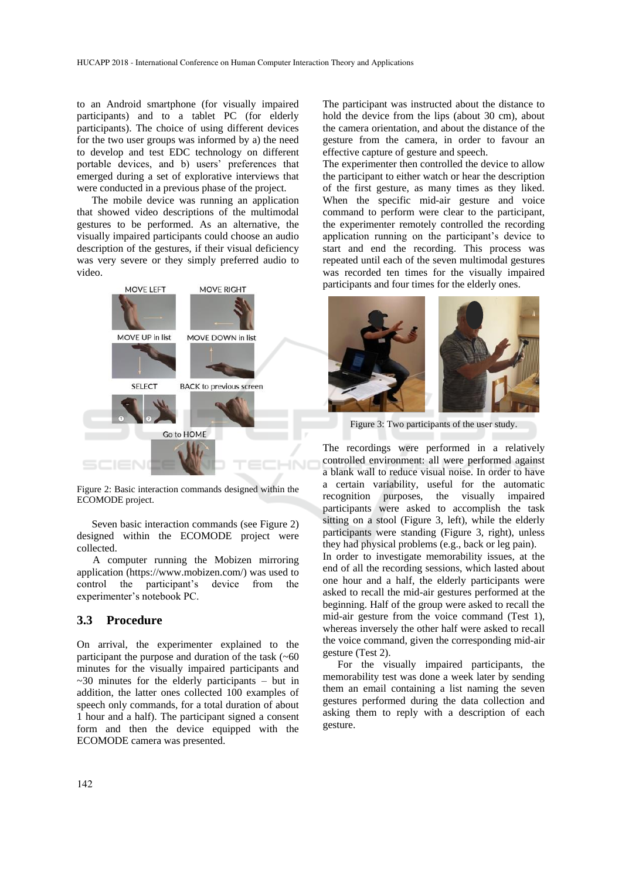to an Android smartphone (for visually impaired participants) and to a tablet PC (for elderly participants). The choice of using different devices for the two user groups was informed by a) the need to develop and test EDC technology on different portable devices, and b) users' preferences that emerged during a set of explorative interviews that were conducted in a previous phase of the project.

The mobile device was running an application that showed video descriptions of the multimodal gestures to be performed. As an alternative, the visually impaired participants could choose an audio description of the gestures, if their visual deficiency was very severe or they simply preferred audio to video.

MOVE LEFT
MOVE RIGHT
MOVE UP in list
MOVE DOWN in list
SELECT
BACK to previous screen
Go to HOME

Figure 2: Basic interaction commands designed within the ECOMODE project.

Seven basic interaction commands (see Figure 2) designed within the ECOMODE project were collected.

A computer running the Mobizen mirroring application (https://www.mobizen.com/) was used to control the participant's device from the experimenter's notebook PC.

## 3.3 Procedure

On arrival, the experimenter explained to the participant the purpose and duration of the task (~60 minutes for the visually impaired participants and ~30 minutes for the elderly participants – but in addition, the latter ones collected 100 examples of speech only commands, for a total duration of about 1 hour and a half). The participant signed a consent form and then the device equipped with the ECOMODE camera was presented.

The participant was instructed about the distance to hold the device from the lips (about 30 cm), about the camera orientation, and about the distance of the gesture from the camera, in order to favour an effective capture of gesture and speech.

The experimenter then controlled the device to allow the participant to either watch or hear the description of the first gesture, as many times as they liked. When the specific mid-air gesture and voice command to perform were clear to the participant, the experimenter remotely controlled the recording application running on the participant's device to start and end the recording. This process was repeated until each of the seven multimodal gestures was recorded ten times for the visually impaired participants and four times for the elderly ones.

Figure 3: Two participants of the user study.

The recordings were performed in a relatively controlled environment: all were performed against a blank wall to reduce visual noise. In order to have a certain variability, useful for the automatic recognition purposes, the visually impaired participants were asked to accomplish the task sitting on a stool (Figure 3, left), while the elderly participants were standing (Figure 3, right), unless they had physical problems (e.g., back or leg pain).

In order to investigate memorability issues, at the end of all the recording sessions, which lasted about one hour and a half, the elderly participants were asked to recall the mid-air gestures performed at the beginning. Half of the group were asked to recall the mid-air gesture from the voice command (Test 1), whereas inversely the other half were asked to recall the voice command, given the corresponding mid-air gesture (Test 2).

For the visually impaired participants, the memorability test was done a week later by sending them an email containing a list naming the seven gestures performed during the data collection and asking them to reply with a description of each gesture.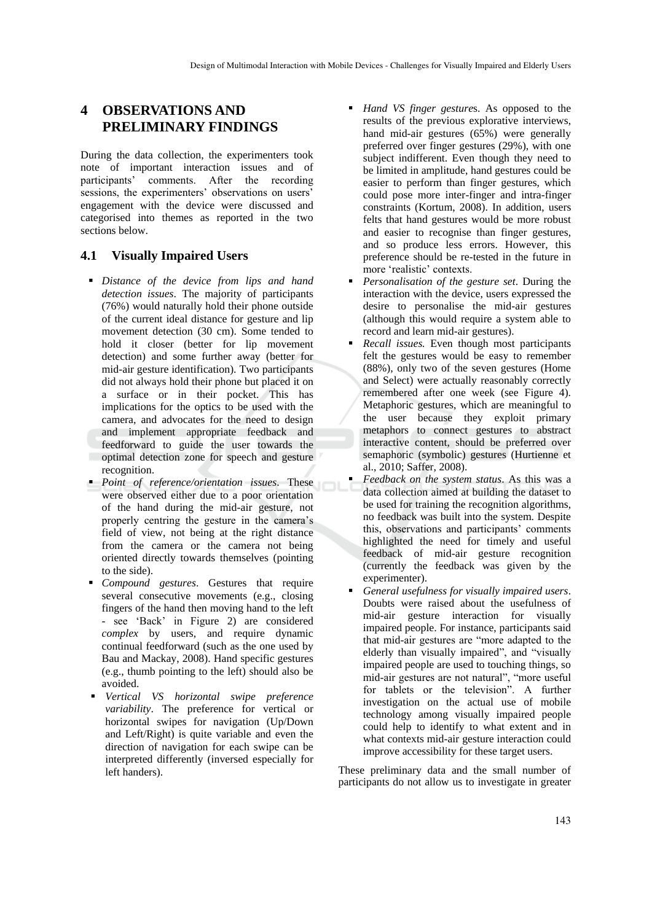## 4 OBSERVATIONS AND PRELIMINARY FINDINGS

During the data collection, the experimenters took note of important interaction issues and of participants' comments. After the recording sessions, the experimenters' observations on users' engagement with the device were discussed and categorised into themes as reported in the two sections below.

### 4.1 Visually Impaired Users

- *Distance of the device from lips and hand detection issues*. The majority of participants (76%) would naturally hold their phone outside of the current ideal distance for gesture and lip movement detection (30 cm). Some tended to hold it closer (better for lip movement detection) and some further away (better for mid-air gesture identification). Two participants did not always hold their phone but placed it on a surface or in their pocket. This has implications for the optics to be used with the camera, and advocates for the need to design and implement appropriate feedback and feedforward to guide the user towards the optimal detection zone for speech and gesture recognition.
- *Point of reference/orientation issues*. These were observed either due to a poor orientation of the hand during the mid-air gesture, not properly centring the gesture in the camera's field of view, not being at the right distance from the camera or the camera not being oriented directly towards themselves (pointing to the side).
- *Compound gestures*. Gestures that require several consecutive movements (e.g., closing fingers of the hand then moving hand to the left - see 'Back' in Figure 2) are considered *complex* by users, and require dynamic continual feedforward (such as the one used by Bau and Mackay, 2008). Hand specific gestures (e.g., thumb pointing to the left) should also be avoided.
- *Vertical VS horizontal swipe preference variability*. The preference for vertical or horizontal swipes for navigation (Up/Down and Left/Right) is quite variable and even the direction of navigation for each swipe can be interpreted differently (inversed especially for left handers).
- *Hand VS finger gestures*. As opposed to the results of the previous explorative interviews, hand mid-air gestures (65%) were generally preferred over finger gestures (29%), with one subject indifferent. Even though they need to be limited in amplitude, hand gestures could be easier to perform than finger gestures, which could pose more inter-finger and intra-finger constraints (Kortum, 2008). In addition, users felts that hand gestures would be more robust and easier to recognise than finger gestures, and so produce less errors. However, this preference should be re-tested in the future in more 'realistic' contexts.
- *Personalisation of the gesture set*. During the interaction with the device, users expressed the desire to personalise the mid-air gestures (although this would require a system able to record and learn mid-air gestures).
- *Recall issues.* Even though most participants felt the gestures would be easy to remember (88%), only two of the seven gestures (Home and Select) were actually reasonably correctly remembered after one week (see Figure 4). Metaphoric gestures, which are meaningful to the user because they exploit primary metaphors to connect gestures to abstract interactive content, should be preferred over semaphoric (symbolic) gestures (Hurtienne et al., 2010; Saffer, 2008).
- *Feedback on the system status*. As this was a data collection aimed at building the dataset to be used for training the recognition algorithms, no feedback was built into the system. Despite this, observations and participants' comments highlighted the need for timely and useful feedback of mid-air gesture recognition (currently the feedback was given by the experimenter).
- *General usefulness for visually impaired users*. Doubts were raised about the usefulness of mid-air gesture interaction for visually impaired people. For instance, participants said that mid-air gestures are "more adapted to the elderly than visually impaired", and "visually impaired people are used to touching things, so mid-air gestures are not natural", "more useful for tablets or the television". A further investigation on the actual use of mobile technology among visually impaired people could help to identify to what extent and in what contexts mid-air gesture interaction could improve accessibility for these target users.

These preliminary data and the small number of participants do not allow us to investigate in greater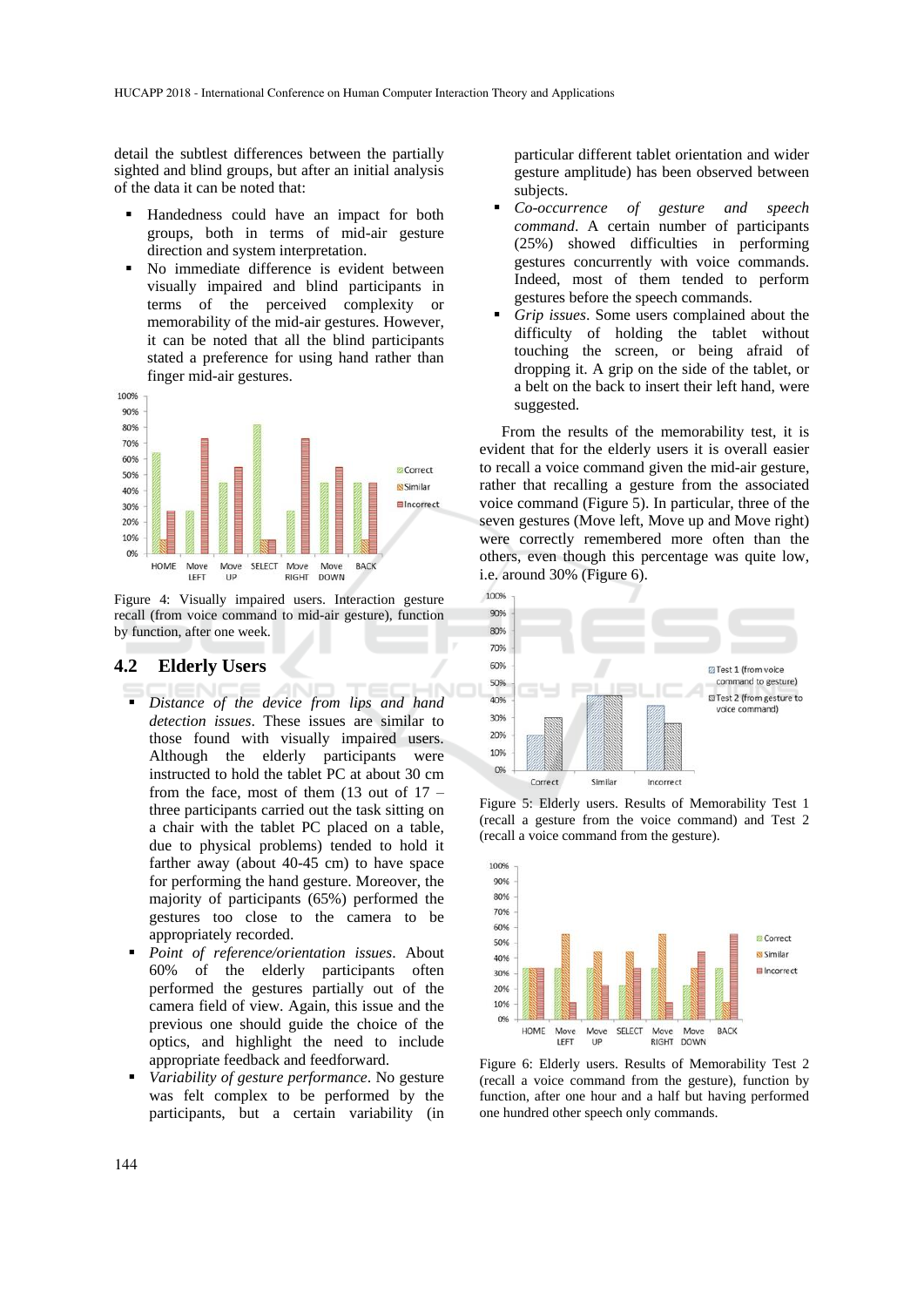detail the subtlest differences between the partially sighted and blind groups, but after an initial analysis of the data it can be noted that:

- Handedness could have an impact for both groups, both in terms of mid-air gesture direction and system interpretation.
- No immediate difference is evident between visually impaired and blind participants in terms of the perceived complexity or memorability of the mid-air gestures. However, it can be noted that all the blind participants stated a preference for using hand rather than finger mid-air gestures.

100%
90%
80%
70%
60%
50%
40%
30%
20%
10%
0%
HOME
Move LEFT
Move UP
SELECT
Move RIGHT
Move DOWN
BACK
Correct
Similar
Incorrect

Figure 4: Visually impaired users. Interaction gesture recall (from voice command to mid-air gesture), function by function, after one week.

## 4.2 Elderly Users

- *Distance of the device from lips and hand detection issues*. These issues are similar to those found with visually impaired users. Although the elderly participants were instructed to hold the tablet PC at about 30 cm from the face, most of them (13 out of 17 – three participants carried out the task sitting on a chair with the tablet PC placed on a table, due to physical problems) tended to hold it farther away (about 40-45 cm) to have space for performing the hand gesture. Moreover, the majority of participants (65%) performed the gestures too close to the camera to be appropriately recorded.
- *Point of reference/orientation issues*. About 60% of the elderly participants often performed the gestures partially out of the camera field of view. Again, this issue and the previous one should guide the choice of the optics, and highlight the need to include appropriate feedback and feedforward.
- *Variability of gesture performance*. No gesture was felt complex to be performed by the participants, but a certain variability (in particular different tablet orientation and wider gesture amplitude) has been observed between subjects.
- *Co-occurrence of gesture and speech command*. A certain number of participants (25%) showed difficulties in performing gestures concurrently with voice commands. Indeed, most of them tended to perform gestures before the speech commands.
- *Grip issues*. Some users complained about the difficulty of holding the tablet without touching the screen, or being afraid of dropping it. A grip on the side of the tablet, or a belt on the back to insert their left hand, were suggested.

From the results of the memorability test, it is evident that for the elderly users it is overall easier to recall a voice command given the mid-air gesture, rather that recalling a gesture from the associated voice command (Figure 5). In particular, three of the seven gestures (Move left, Move up and Move right) were correctly remembered more often than the others, even though this percentage was quite low, i.e. around 30% (Figure 6).

100%
90%
80%
70%
60%
50%
40%
30%
20%
10%
0%
Correct
Similar
Incorrect
Test 1 (from voice command to gesture)
Test 2 (from gesture to voice command)

Figure 5: Elderly users. Results of Memorability Test 1 (recall a gesture from the voice command) and Test 2 (recall a voice command from the gesture).

100%
90%
80%
70%
60%
50%
40%
30%
20%
10%
0%
HOME
Move LEFT
Move UP
SELECT
Move RIGHT
Move DOWN
BACK
Correct
Similar
Incorrect

Figure 6: Elderly users. Results of Memorability Test 2 (recall a voice command from the gesture), function by function, after one hour and a half but having performed one hundred other speech only commands.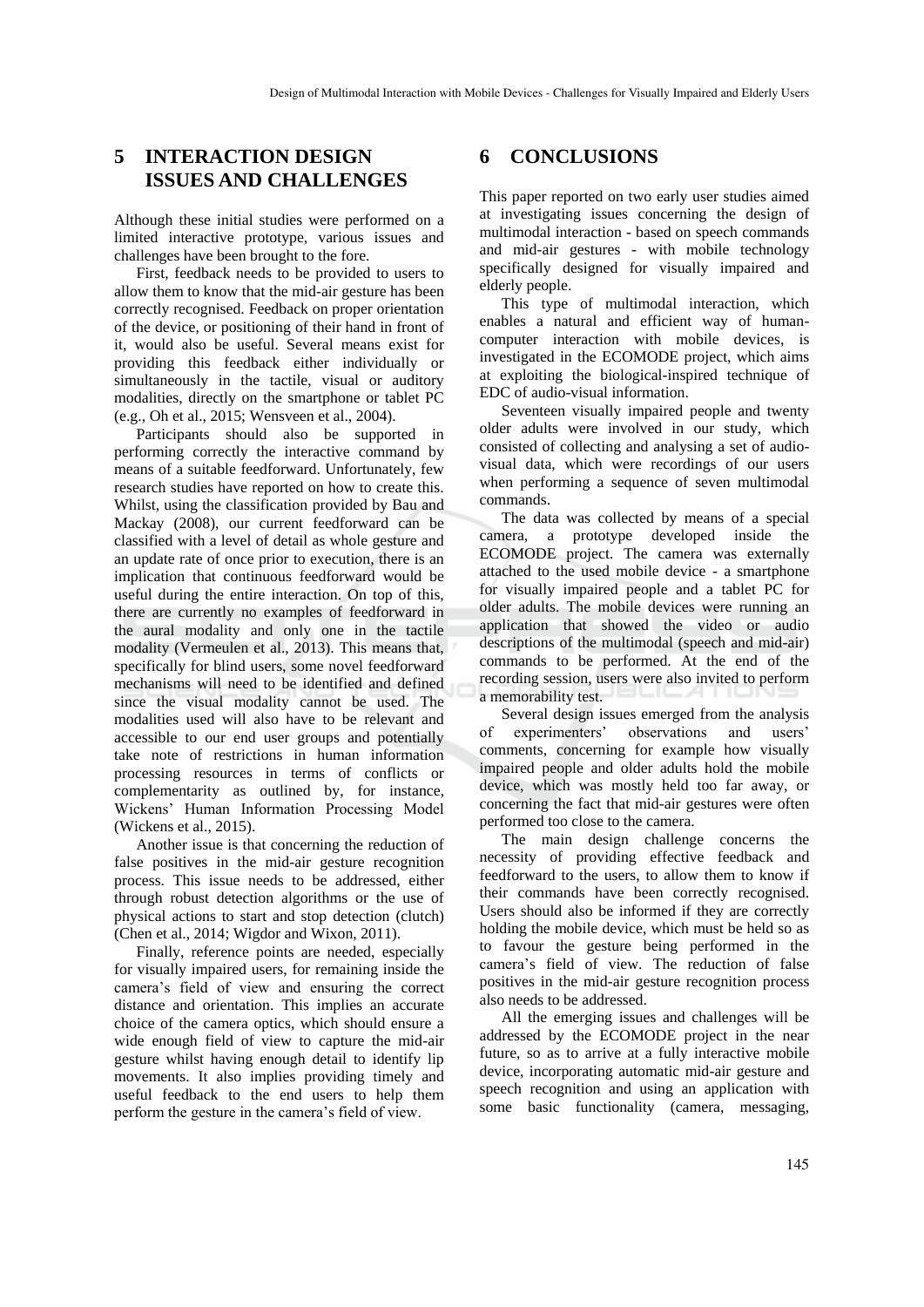## 5 INTERACTION DESIGN ISSUES AND CHALLENGES

Although these initial studies were performed on a limited interactive prototype, various issues and challenges have been brought to the fore.

First, feedback needs to be provided to users to allow them to know that the mid-air gesture has been correctly recognised. Feedback on proper orientation of the device, or positioning of their hand in front of it, would also be useful. Several means exist for providing this feedback either individually or simultaneously in the tactile, visual or auditory modalities, directly on the smartphone or tablet PC (e.g., Oh et al., 2015; Wensveen et al., 2004).

Participants should also be supported in performing correctly the interactive command by means of a suitable feedforward. Unfortunately, few research studies have reported on how to create this. Whilst, using the classification provided by Bau and Mackay (2008), our current feedforward can be classified with a level of detail as whole gesture and an update rate of once prior to execution, there is an implication that continuous feedforward would be useful during the entire interaction. On top of this, there are currently no examples of feedforward in the aural modality and only one in the tactile modality (Vermeulen et al., 2013). This means that, specifically for blind users, some novel feedforward mechanisms will need to be identified and defined since the visual modality cannot be used. The modalities used will also have to be relevant and accessible to our end user groups and potentially take note of restrictions in human information processing resources in terms of conflicts or complementarity as outlined by, for instance, Wickens' Human Information Processing Model (Wickens et al., 2015).

Another issue is that concerning the reduction of false positives in the mid-air gesture recognition process. This issue needs to be addressed, either through robust detection algorithms or the use of physical actions to start and stop detection (clutch) (Chen et al., 2014; Wigdor and Wixon, 2011).

Finally, reference points are needed, especially for visually impaired users, for remaining inside the camera's field of view and ensuring the correct distance and orientation. This implies an accurate choice of the camera optics, which should ensure a wide enough field of view to capture the mid-air gesture whilst having enough detail to identify lip movements. It also implies providing timely and useful feedback to the end users to help them perform the gesture in the camera's field of view.

## 6 CONCLUSIONS

This paper reported on two early user studies aimed at investigating issues concerning the design of multimodal interaction - based on speech commands and mid-air gestures - with mobile technology specifically designed for visually impaired and elderly people.

This type of multimodal interaction, which enables a natural and efficient way of human-computer interaction with mobile devices, is investigated in the ECOMODE project, which aims at exploiting the biological-inspired technique of EDC of audio-visual information.

Seventeen visually impaired people and twenty older adults were involved in our study, which consisted of collecting and analysing a set of audio-visual data, which were recordings of our users when performing a sequence of seven multimodal commands.

The data was collected by means of a special camera, a prototype developed inside the ECOMODE project. The camera was externally attached to the used mobile device - a smartphone for visually impaired people and a tablet PC for older adults. The mobile devices were running an application that showed the video or audio descriptions of the multimodal (speech and mid-air) commands to be performed. At the end of the recording session, users were also invited to perform a memorability test.

Several design issues emerged from the analysis of experimenters' observations and users' comments, concerning for example how visually impaired people and older adults hold the mobile device, which was mostly held too far away, or concerning the fact that mid-air gestures were often performed too close to the camera.

The main design challenge concerns the necessity of providing effective feedback and feedforward to the users, to allow them to know if their commands have been correctly recognised. Users should also be informed if they are correctly holding the mobile device, which must be held so as to favour the gesture being performed in the camera's field of view. The reduction of false positives in the mid-air gesture recognition process also needs to be addressed.

All the emerging issues and challenges will be addressed by the ECOMODE project in the near future, so as to arrive at a fully interactive mobile device, incorporating automatic mid-air gesture and speech recognition and using an application with some basic functionality (camera, messaging,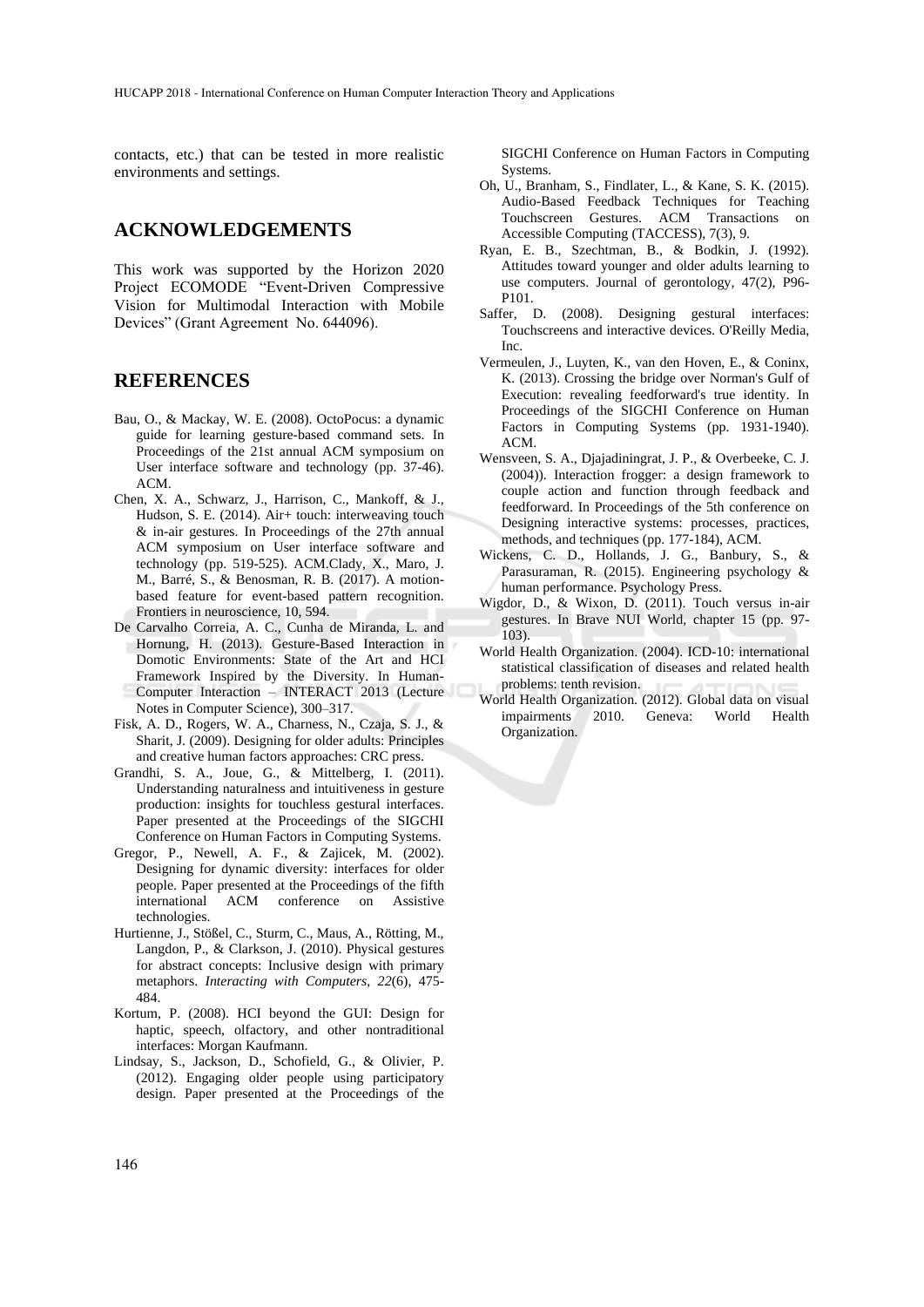contacts, etc.) that can be tested in more realistic environments and settings.

## ACKNOWLEDGEMENTS

This work was supported by the Horizon 2020 Project ECOMODE "Event-Driven Compressive Vision for Multimodal Interaction with Mobile Devices" (Grant Agreement No. 644096).

## REFERENCES

Bau, O., & Mackay, W. E. (2008). OctoPocus: a dynamic guide for learning gesture-based command sets. In Proceedings of the 21st annual ACM symposium on User interface software and technology (pp. 37-46). ACM.

Chen, X. A., Schwarz, J., Harrison, C., Mankoff, & J., Hudson, S. E. (2014). Air+ touch: interweaving touch & in-air gestures. In Proceedings of the 27th annual ACM symposium on User interface software and technology (pp. 519-525). ACM.Clady, X., Maro, J. M., Barré, S., & Benosman, R. B. (2017). A motion-based feature for event-based pattern recognition. Frontiers in neuroscience, 10, 594.

De Carvalho Correia, A. C., Cunha de Miranda, L. and Hornung, H. (2013). Gesture-Based Interaction in Domotic Environments: State of the Art and HCI Framework Inspired by the Diversity. In Human-Computer Interaction – INTERACT 2013 (Lecture Notes in Computer Science), 300–317.

Fisk, A. D., Rogers, W. A., Charness, N., Czaja, S. J., & Sharit, J. (2009). Designing for older adults: Principles and creative human factors approaches: CRC press.

Grandhi, S. A., Joue, G., & Mittelberg, I. (2011). Understanding naturalness and intuitiveness in gesture production: insights for touchless gestural interfaces. Paper presented at the Proceedings of the SIGCHI Conference on Human Factors in Computing Systems.

Gregor, P., Newell, A. F., & Zajicek, M. (2002). Designing for dynamic diversity: interfaces for older people. Paper presented at the Proceedings of the fifth international ACM conference on Assistive technologies.

Hurtienne, J., Stößel, C., Sturm, C., Maus, A., Rötting, M., Langdon, P., & Clarkson, J. (2010). Physical gestures for abstract concepts: Inclusive design with primary metaphors. *Interacting with Computers, 22*(6), 475-484.

Kortum, P. (2008). HCI beyond the GUI: Design for haptic, speech, olfactory, and other nontraditional interfaces: Morgan Kaufmann.

Lindsay, S., Jackson, D., Schofield, G., & Olivier, P. (2012). Engaging older people using participatory design. Paper presented at the Proceedings of the SIGCHI Conference on Human Factors in Computing Systems.

Oh, U., Branham, S., Findlater, L., & Kane, S. K. (2015). Audio-Based Feedback Techniques for Teaching Touchscreen Gestures. ACM Transactions on Accessible Computing (TACCESS), 7(3), 9.

Ryan, E. B., Szechtman, B., & Bodkin, J. (1992). Attitudes toward younger and older adults learning to use computers. Journal of gerontology, 47(2), P96-P101.

Saffer, D. (2008). Designing gestural interfaces: Touchscreens and interactive devices. O'Reilly Media, Inc.

Vermeulen, J., Luyten, K., van den Hoven, E., & Coninx, K. (2013). Crossing the bridge over Norman's Gulf of Execution: revealing feedforward's true identity. In Proceedings of the SIGCHI Conference on Human Factors in Computing Systems (pp. 1931-1940). ACM.

Wensveen, S. A., Djajadiningrat, J. P., & Overbeeke, C. J. (2004)). Interaction frogger: a design framework to couple action and function through feedback and feedforward. In Proceedings of the 5th conference on Designing interactive systems: processes, practices, methods, and techniques (pp. 177-184), ACM.

Wickens, C. D., Hollands, J. G., Banbury, S., & Parasuraman, R. (2015). Engineering psychology & human performance. Psychology Press.

Wigdor, D., & Wixon, D. (2011). Touch versus in-air gestures. In Brave NUI World, chapter 15 (pp. 97-103).

World Health Organization. (2004). ICD-10: international statistical classification of diseases and related health problems: tenth revision.

World Health Organization. (2012). Global data on visual impairments 2010. Geneva: World Health Organization.